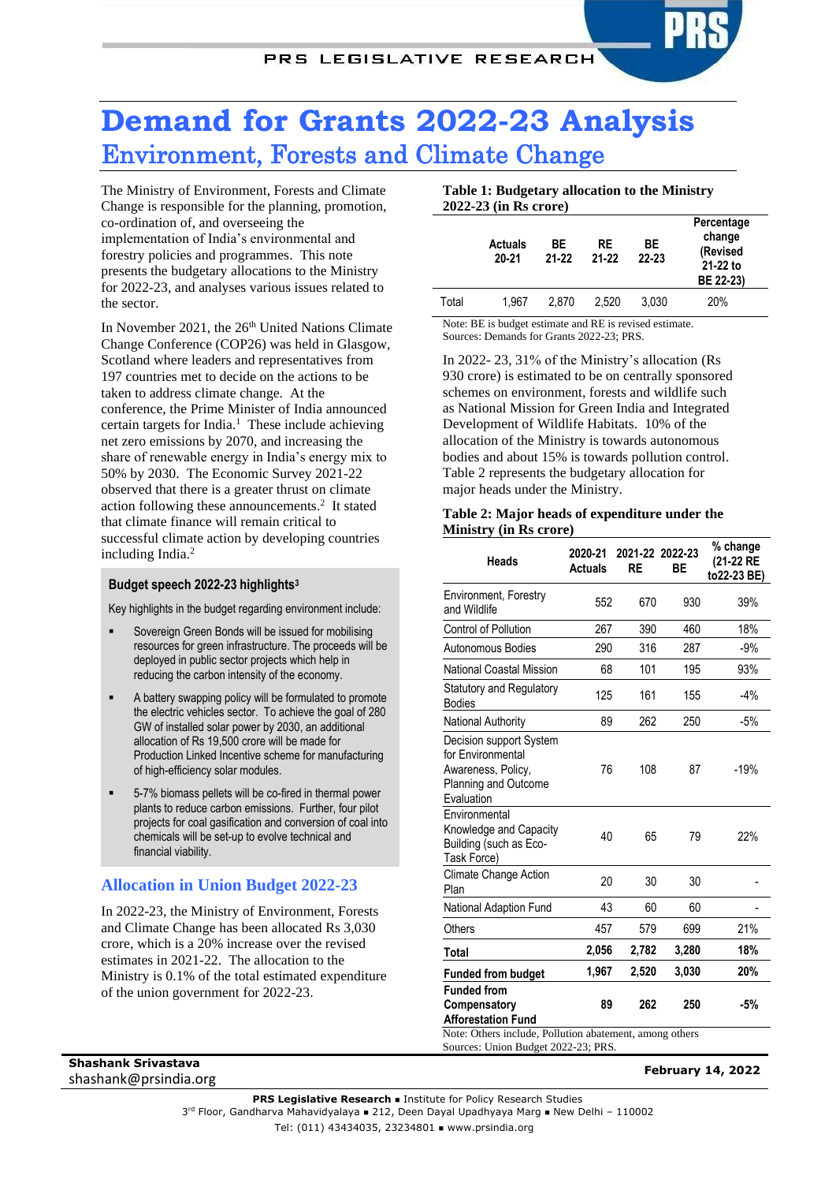# Demand for Grants 2022-23 Analysis

## Environment, Forests and Climate Change

The Ministry of Environment, Forests and Climate Change is responsible for the planning, promotion, co-ordination of, and overseeing the implementation of India's environmental and forestry policies and programmes. This note presents the budgetary allocations to the Ministry for 2022-23, and analyses various issues related to the sector.

In November 2021, the 26th United Nations Climate Change Conference (COP26) was held in Glasgow, Scotland where leaders and representatives from 197 countries met to decide on the actions to be taken to address climate change. At the conference, the Prime Minister of India announced certain targets for India.[1] These include achieving net zero emissions by 2070, and increasing the share of renewable energy in India's energy mix to 50% by 2030. The Economic Survey 2021-22 observed that there is a greater thrust on climate action following these announcements.[2] It stated that climate finance will remain critical to successful climate action by developing countries including India.[2]

**Budget speech 2022-23 highlights[3]**

Key highlights in the budget regarding environment include:

- Sovereign Green Bonds will be issued for mobilising resources for green infrastructure. The proceeds will be deployed in public sector projects which help in reducing the carbon intensity of the economy.
- A battery swapping policy will be formulated to promote the electric vehicles sector. To achieve the goal of 280 GW of installed solar power by 2030, an additional allocation of Rs 19,500 crore will be made for Production Linked Incentive scheme for manufacturing of high-efficiency solar modules.
- 5-7% biomass pellets will be co-fired in thermal power plants to reduce carbon emissions. Further, four pilot projects for coal gasification and conversion of coal into chemicals will be set-up to evolve technical and financial viability.

## Allocation in Union Budget 2022-23

In 2022-23, the Ministry of Environment, Forests and Climate Change has been allocated Rs 3,030 crore, which is a 20% increase over the revised estimates in 2021-22. The allocation to the Ministry is 0.1% of the total estimated expenditure of the union government for 2022-23.

**Table 1: Budgetary allocation to the Ministry 2022-23 (in Rs crore)**

| | Actuals 20-21 | BE 21-22 | RE 21-22 | BE 22-23 | Percentage change (Revised 21-22 to BE 22-23) |
|---|---|---|---|---|---|
| Total | 1,967 | 2,870 | 2,520 | 3,030 | 20% |

Note: BE is budget estimate and RE is revised estimate.
Sources: Demands for Grants 2022-23; PRS.

In 2022- 23, 31% of the Ministry's allocation (Rs 930 crore) is estimated to be on centrally sponsored schemes on environment, forests and wildlife such as National Mission for Green India and Integrated Development of Wildlife Habitats. 10% of the allocation of the Ministry is towards autonomous bodies and about 15% is towards pollution control. Table 2 represents the budgetary allocation for major heads under the Ministry.

**Table 2: Major heads of expenditure under the Ministry (in Rs crore)**

| Heads | 2020-21 Actuals | 2021-22 RE | 2022-23 BE | % change (21-22 RE to22-23 BE) |
|---|---|---|---|---|
| Environment, Forestry and Wildlife | 552 | 670 | 930 | 39% |
| Control of Pollution | 267 | 390 | 460 | 18% |
| Autonomous Bodies | 290 | 316 | 287 | -9% |
| National Coastal Mission | 68 | 101 | 195 | 93% |
| Statutory and Regulatory Bodies | 125 | 161 | 155 | -4% |
| National Authority | 89 | 262 | 250 | -5% |
| Decision support System for Environmental Awareness, Policy, Planning and Outcome Evaluation | 76 | 108 | 87 | -19% |
| Environmental Knowledge and Capacity Building (such as Eco-Task Force) | 40 | 65 | 79 | 22% |
| Climate Change Action Plan | 20 | 30 | 30 | - |
| National Adaption Fund | 43 | 60 | 60 | - |
| Others | 457 | 579 | 699 | 21% |
| **Total** | **2,056** | **2,782** | **3,280** | **18%** |
| **Funded from budget** | **1,967** | **2,520** | **3,030** | **20%** |
| **Funded from Compensatory Afforestation Fund** | **89** | **262** | **250** | **-5%** |

Note: Others include, Pollution abatement, among others
Sources: Union Budget 2022-23; PRS.

**Shashank Srivastava**
shashank@prsindia.org

**February 14, 2022**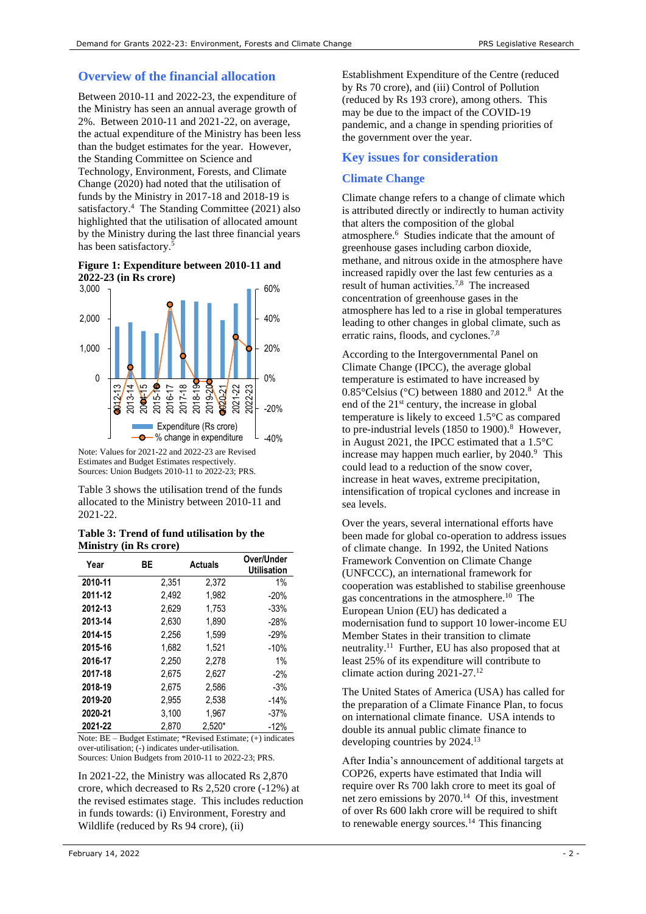## Overview of the financial allocation

Between 2010-11 and 2022-23, the expenditure of the Ministry has seen an annual average growth of 2%. Between 2010-11 and 2021-22, on average, the actual expenditure of the Ministry has been less than the budget estimates for the year. However, the Standing Committee on Science and Technology, Environment, Forests, and Climate Change (2020) had noted that the utilisation of funds by the Ministry in 2017-18 and 2018-19 is satisfactory.[4] The Standing Committee (2021) also highlighted that the utilisation of allocated amount by the Ministry during the last three financial years has been satisfactory.[5]

**Figure 1: Expenditure between 2010-11 and 2022-23 (in Rs crore)**

Note: Values for 2021-22 and 2022-23 are Revised Estimates and Budget Estimates respectively.
Sources: Union Budgets 2010-11 to 2022-23; PRS.

Table 3 shows the utilisation trend of the funds allocated to the Ministry between 2010-11 and 2021-22.

**Table 3: Trend of fund utilisation by the Ministry (in Rs crore)**

| Year | BE | Actuals | Over/Under Utilisation |
|---|---|---|---|
| **2010-11** | 2,351 | 2,372 | 1% |
| **2011-12** | 2,492 | 1,982 | -20% |
| **2012-13** | 2,629 | 1,753 | -33% |
| **2013-14** | 2,630 | 1,890 | -28% |
| **2014-15** | 2,256 | 1,599 | -29% |
| **2015-16** | 1,682 | 1,521 | -10% |
| **2016-17** | 2,250 | 2,278 | 1% |
| **2017-18** | 2,675 | 2,627 | -2% |
| **2018-19** | 2,675 | 2,586 | -3% |
| **2019-20** | 2,955 | 2,538 | -14% |
| **2020-21** | 3,100 | 1,967 | -37% |
| **2021-22** | 2,870 | 2,520* | -12% |

Note: BE – Budget Estimate; *Revised Estimate; (+) indicates over-utilisation; (-) indicates under-utilisation.
Sources: Union Budgets from 2010-11 to 2022-23; PRS.

In 2021-22, the Ministry was allocated Rs 2,870 crore, which decreased to Rs 2,520 crore (-12%) at the revised estimates stage. This includes reduction in funds towards: (i) Environment, Forestry and Wildlife (reduced by Rs 94 crore), (ii) Establishment Expenditure of the Centre (reduced by Rs 70 crore), and (iii) Control of Pollution (reduced by Rs 193 crore), among others. This may be due to the impact of the COVID-19 pandemic, and a change in spending priorities of the government over the year.

## Key issues for consideration

### Climate Change

Climate change refers to a change of climate which is attributed directly or indirectly to human activity that alters the composition of the global atmosphere.[6] Studies indicate that the amount of greenhouse gases including carbon dioxide, methane, and nitrous oxide in the atmosphere have increased rapidly over the last few centuries as a result of human activities.[7,8] The increased concentration of greenhouse gases in the atmosphere has led to a rise in global temperatures leading to other changes in global climate, such as erratic rains, floods, and cyclones.[7,8]

According to the Intergovernmental Panel on Climate Change (IPCC), the average global temperature is estimated to have increased by 0.85°Celsius (°C) between 1880 and 2012.[8] At the end of the 21st century, the increase in global temperature is likely to exceed 1.5°C as compared to pre-industrial levels (1850 to 1900).[8] However, in August 2021, the IPCC estimated that a 1.5°C increase may happen much earlier, by 2040.[9] This could lead to a reduction of the snow cover, increase in heat waves, extreme precipitation, intensification of tropical cyclones and increase in sea levels.

Over the years, several international efforts have been made for global co-operation to address issues of climate change. In 1992, the United Nations Framework Convention on Climate Change (UNFCCC), an international framework for cooperation was established to stabilise greenhouse gas concentrations in the atmosphere.[10] The European Union (EU) has dedicated a modernisation fund to support 10 lower-income EU Member States in their transition to climate neutrality.[11] Further, EU has also proposed that at least 25% of its expenditure will contribute to climate action during 2021-27.[12]

The United States of America (USA) has called for the preparation of a Climate Finance Plan, to focus on international climate finance. USA intends to double its annual public climate finance to developing countries by 2024.[13]

After India's announcement of additional targets at COP26, experts have estimated that India will require over Rs 700 lakh crore to meet its goal of net zero emissions by 2070.[14] Of this, investment of over Rs 600 lakh crore will be required to shift to renewable energy sources.[14] This financing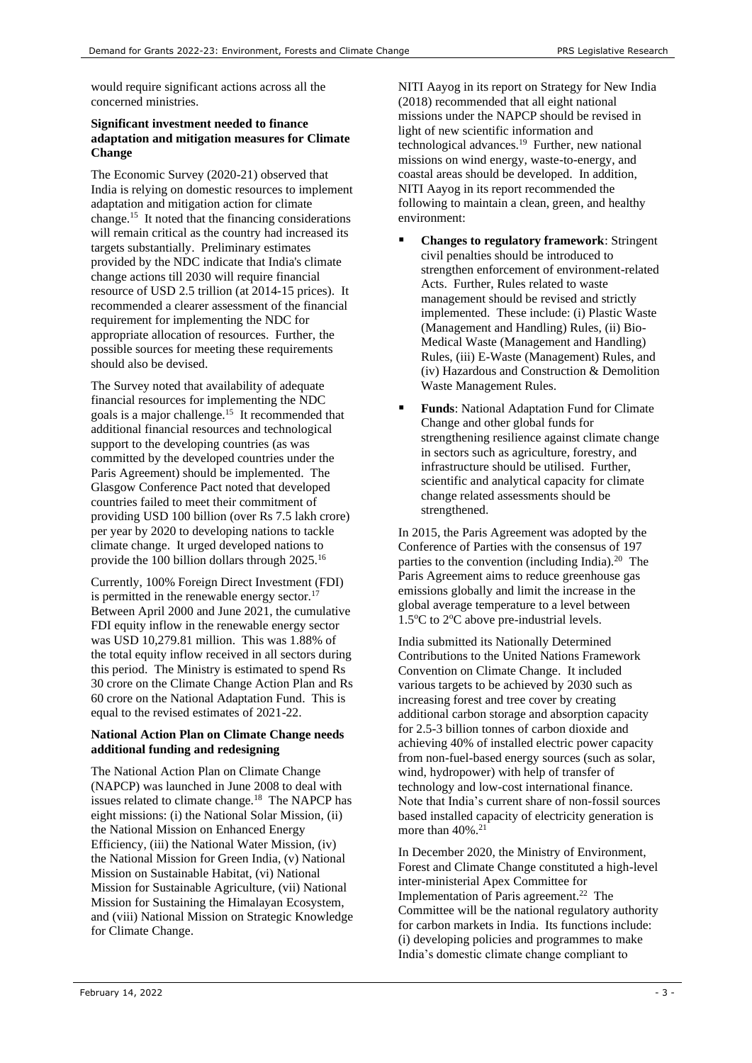would require significant actions across all the concerned ministries.

**Significant investment needed to finance adaptation and mitigation measures for Climate Change**

The Economic Survey (2020-21) observed that India is relying on domestic resources to implement adaptation and mitigation action for climate change.[15] It noted that the financing considerations will remain critical as the country had increased its targets substantially. Preliminary estimates provided by the NDC indicate that India's climate change actions till 2030 will require financial resource of USD 2.5 trillion (at 2014-15 prices). It recommended a clearer assessment of the financial requirement for implementing the NDC for appropriate allocation of resources. Further, the possible sources for meeting these requirements should also be devised.

The Survey noted that availability of adequate financial resources for implementing the NDC goals is a major challenge.[15] It recommended that additional financial resources and technological support to the developing countries (as was committed by the developed countries under the Paris Agreement) should be implemented. The Glasgow Conference Pact noted that developed countries failed to meet their commitment of providing USD 100 billion (over Rs 7.5 lakh crore) per year by 2020 to developing nations to tackle climate change. It urged developed nations to provide the 100 billion dollars through 2025.[16]

Currently, 100% Foreign Direct Investment (FDI) is permitted in the renewable energy sector.[17] Between April 2000 and June 2021, the cumulative FDI equity inflow in the renewable energy sector was USD 10,279.81 million. This was 1.88% of the total equity inflow received in all sectors during this period. The Ministry is estimated to spend Rs 30 crore on the Climate Change Action Plan and Rs 60 crore on the National Adaptation Fund. This is equal to the revised estimates of 2021-22.

**National Action Plan on Climate Change needs additional funding and redesigning**

The National Action Plan on Climate Change (NAPCP) was launched in June 2008 to deal with issues related to climate change.[18] The NAPCP has eight missions: (i) the National Solar Mission, (ii) the National Mission on Enhanced Energy Efficiency, (iii) the National Water Mission, (iv) the National Mission for Green India, (v) National Mission on Sustainable Habitat, (vi) National Mission for Sustainable Agriculture, (vii) National Mission for Sustaining the Himalayan Ecosystem, and (viii) National Mission on Strategic Knowledge for Climate Change.

NITI Aayog in its report on Strategy for New India (2018) recommended that all eight national missions under the NAPCP should be revised in light of new scientific information and technological advances.[19] Further, new national missions on wind energy, waste-to-energy, and coastal areas should be developed. In addition, NITI Aayog in its report recommended the following to maintain a clean, green, and healthy environment:

- **Changes to regulatory framework**: Stringent civil penalties should be introduced to strengthen enforcement of environment-related Acts. Further, Rules related to waste management should be revised and strictly implemented. These include: (i) Plastic Waste (Management and Handling) Rules, (ii) Bio-Medical Waste (Management and Handling) Rules, (iii) E-Waste (Management) Rules, and (iv) Hazardous and Construction & Demolition Waste Management Rules.
- **Funds**: National Adaptation Fund for Climate Change and other global funds for strengthening resilience against climate change in sectors such as agriculture, forestry, and infrastructure should be utilised. Further, scientific and analytical capacity for climate change related assessments should be strengthened.

In 2015, the Paris Agreement was adopted by the Conference of Parties with the consensus of 197 parties to the convention (including India).[20] The Paris Agreement aims to reduce greenhouse gas emissions globally and limit the increase in the global average temperature to a level between $1.5^{o}$C to $2^{o}$C above pre-industrial levels.

India submitted its Nationally Determined Contributions to the United Nations Framework Convention on Climate Change. It included various targets to be achieved by 2030 such as increasing forest and tree cover by creating additional carbon storage and absorption capacity for 2.5-3 billion tonnes of carbon dioxide and achieving 40% of installed electric power capacity from non-fuel-based energy sources (such as solar, wind, hydropower) with help of transfer of technology and low-cost international finance. Note that India's current share of non-fossil sources based installed capacity of electricity generation is more than 40%.[21]

In December 2020, the Ministry of Environment, Forest and Climate Change constituted a high-level inter-ministerial Apex Committee for Implementation of Paris agreement.[22] The Committee will be the national regulatory authority for carbon markets in India. Its functions include: (i) developing policies and programmes to make India's domestic climate change compliant to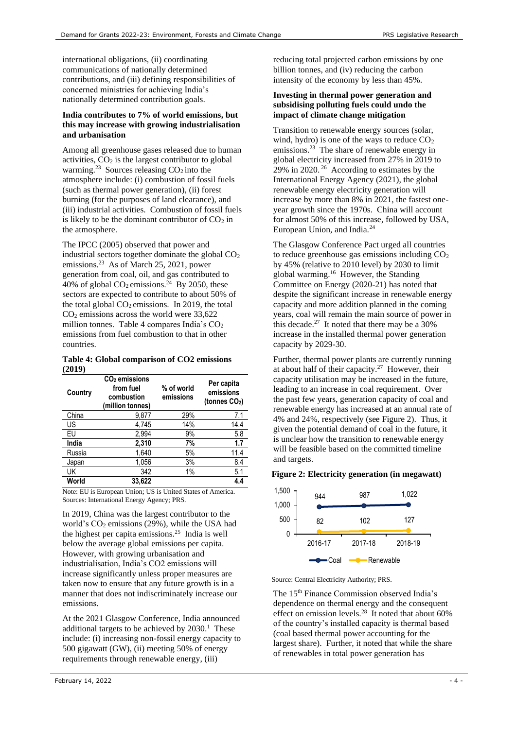international obligations, (ii) coordinating communications of nationally determined contributions, and (iii) defining responsibilities of concerned ministries for achieving India's nationally determined contribution goals.

### India contributes to 7% of world emissions, but this may increase with growing industrialisation and urbanisation

Among all greenhouse gases released due to human activities, $CO_2$ is the largest contributor to global warming.[23] Sources releasing $CO_2$ into the atmosphere include: (i) combustion of fossil fuels (such as thermal power generation), (ii) forest burning (for the purposes of land clearance), and (iii) industrial activities. Combustion of fossil fuels is likely to be the dominant contributor of $CO_2$ in the atmosphere.

The IPCC (2005) observed that power and industrial sectors together dominate the global $CO_2$ emissions.[23] As of March 25, 2021, power generation from coal, oil, and gas contributed to 40% of global $CO_2$ emissions.[24] By 2050, these sectors are expected to contribute to about 50% of the total global $CO_2$ emissions. In 2019, the total $CO_2$ emissions across the world were 33,622 million tonnes. Table 4 compares India's $CO_2$ emissions from fuel combustion to that in other countries.

**Table 4: Global comparison of CO2 emissions (2019)**

| Country | $CO_2$ emissions from fuel combustion (million tonnes) | % of world emissions | Per capita emissions (tonnes $CO_2$) |
|---|---|---|---|
| China | 9,877 | 29% | 7.1 |
| US | 4,745 | 14% | 14.4 |
| EU | 2,994 | 9% | 5.8 |
| **India** | **2,310** | **7%** | **1.7** |
| Russia | 1,640 | 5% | 11.4 |
| Japan | 1,056 | 3% | 8.4 |
| UK | 342 | 1% | 5.1 |
| **World** | **33,622** | | **4.4** |

Note: EU is European Union; US is United States of America.
Sources: International Energy Agency; PRS.

In 2019, China was the largest contributor to the world's $CO_2$ emissions (29%), while the USA had the highest per capita emissions.[25] India is well below the average global emissions per capita. However, with growing urbanisation and industrialisation, India's CO2 emissions will increase significantly unless proper measures are taken now to ensure that any future growth is in a manner that does not indiscriminately increase our emissions.

At the 2021 Glasgow Conference, India announced additional targets to be achieved by 2030.[1] These include: (i) increasing non-fossil energy capacity to 500 gigawatt (GW), (ii) meeting 50% of energy requirements through renewable energy, (iii) reducing total projected carbon emissions by one billion tonnes, and (iv) reducing the carbon intensity of the economy by less than 45%.

### Investing in thermal power generation and subsidising polluting fuels could undo the impact of climate change mitigation

Transition to renewable energy sources (solar, wind, hydro) is one of the ways to reduce $CO_2$ emissions.[23] The share of renewable energy in global electricity increased from 27% in 2019 to 29% in 2020.[26] According to estimates by the International Energy Agency (2021), the global renewable energy electricity generation will increase by more than 8% in 2021, the fastest one-year growth since the 1970s. China will account for almost 50% of this increase, followed by USA, European Union, and India.[24]

The Glasgow Conference Pact urged all countries to reduce greenhouse gas emissions including $CO_2$ by 45% (relative to 2010 level) by 2030 to limit global warming.[16] However, the Standing Committee on Energy (2020-21) has noted that despite the significant increase in renewable energy capacity and more addition planned in the coming years, coal will remain the main source of power in this decade.[27] It noted that there may be a 30% increase in the installed thermal power generation capacity by 2029-30.

Further, thermal power plants are currently running at about half of their capacity.[27] However, their capacity utilisation may be increased in the future, leading to an increase in coal requirement. Over the past few years, generation capacity of coal and renewable energy has increased at an annual rate of 4% and 24%, respectively (see Figure 2). Thus, it given the potential demand of coal in the future, it is unclear how the transition to renewable energy will be feasible based on the committed timeline and targets.

**Figure 2: Electricity generation (in megawatt)**

| | 2016-17 | 2017-18 | 2018-19 |
|---|---|---|---|
| Coal | 944 | 987 | 1,022 |
| Renewable | 82 | 102 | 127 |

Source: Central Electricity Authority; PRS.

The 15th Finance Commission observed India's dependence on thermal energy and the consequent effect on emission levels.[28] It noted that about 60% of the country's installed capacity is thermal based (coal based thermal power accounting for the largest share). Further, it noted that while the share of renewables in total power generation has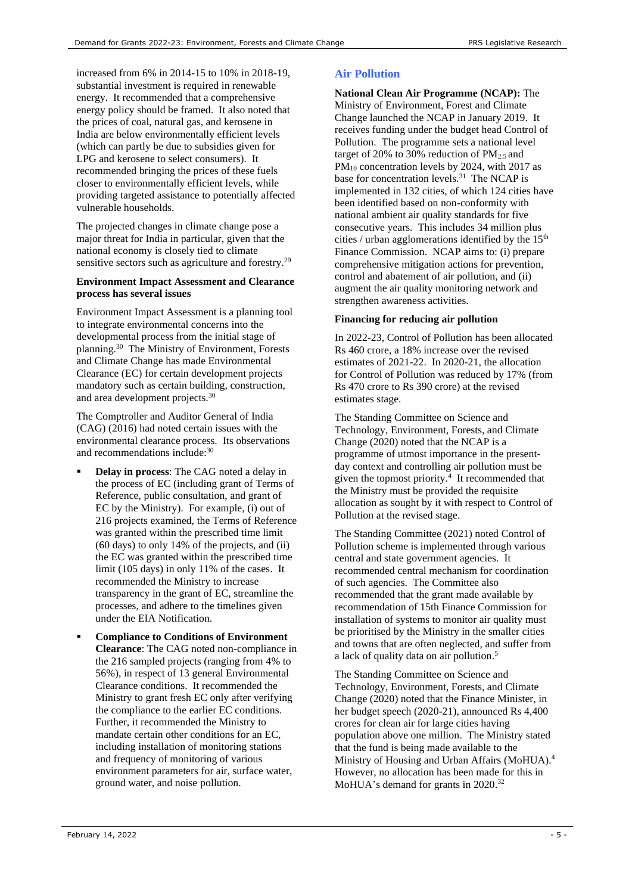increased from 6% in 2014-15 to 10% in 2018-19, substantial investment is required in renewable energy. It recommended that a comprehensive energy policy should be framed. It also noted that the prices of coal, natural gas, and kerosene in India are below environmentally efficient levels (which can partly be due to subsidies given for LPG and kerosene to select consumers). It recommended bringing the prices of these fuels closer to environmentally efficient levels, while providing targeted assistance to potentially affected vulnerable households.

The projected changes in climate change pose a major threat for India in particular, given that the national economy is closely tied to climate sensitive sectors such as agriculture and forestry.[29]

#### Environment Impact Assessment and Clearance process has several issues

Environment Impact Assessment is a planning tool to integrate environmental concerns into the developmental process from the initial stage of planning.[30] The Ministry of Environment, Forests and Climate Change has made Environmental Clearance (EC) for certain development projects mandatory such as certain building, construction, and area development projects.[30]

The Comptroller and Auditor General of India (CAG) (2016) had noted certain issues with the environmental clearance process. Its observations and recommendations include:[30]

- **Delay in process**: The CAG noted a delay in the process of EC (including grant of Terms of Reference, public consultation, and grant of EC by the Ministry). For example, (i) out of 216 projects examined, the Terms of Reference was granted within the prescribed time limit (60 days) to only 14% of the projects, and (ii) the EC was granted within the prescribed time limit (105 days) in only 11% of the cases. It recommended the Ministry to increase transparency in the grant of EC, streamline the processes, and adhere to the timelines given under the EIA Notification.
- **Compliance to Conditions of Environment Clearance**: The CAG noted non-compliance in the 216 sampled projects (ranging from 4% to 56%), in respect of 13 general Environmental Clearance conditions. It recommended the Ministry to grant fresh EC only after verifying the compliance to the earlier EC conditions. Further, it recommended the Ministry to mandate certain other conditions for an EC, including installation of monitoring stations and frequency of monitoring of various environment parameters for air, surface water, ground water, and noise pollution.

## Air Pollution

**National Clean Air Programme (NCAP):** The Ministry of Environment, Forest and Climate Change launched the NCAP in January 2019. It receives funding under the budget head Control of Pollution. The programme sets a national level target of 20% to 30% reduction of $PM_{2.5}$ and $PM_{10}$ concentration levels by 2024, with 2017 as base for concentration levels.[31] The NCAP is implemented in 132 cities, of which 124 cities have been identified based on non-conformity with national ambient air quality standards for five consecutive years. This includes 34 million plus cities / urban agglomerations identified by the 15th Finance Commission. NCAP aims to: (i) prepare comprehensive mitigation actions for prevention, control and abatement of air pollution, and (ii) augment the air quality monitoring network and strengthen awareness activities.

#### Financing for reducing air pollution

In 2022-23, Control of Pollution has been allocated Rs 460 crore, a 18% increase over the revised estimates of 2021-22. In 2020-21, the allocation for Control of Pollution was reduced by 17% (from Rs 470 crore to Rs 390 crore) at the revised estimates stage.

The Standing Committee on Science and Technology, Environment, Forests, and Climate Change (2020) noted that the NCAP is a programme of utmost importance in the present-day context and controlling air pollution must be given the topmost priority.[4] It recommended that the Ministry must be provided the requisite allocation as sought by it with respect to Control of Pollution at the revised stage.

The Standing Committee (2021) noted Control of Pollution scheme is implemented through various central and state government agencies. It recommended central mechanism for coordination of such agencies. The Committee also recommended that the grant made available by recommendation of 15th Finance Commission for installation of systems to monitor air quality must be prioritised by the Ministry in the smaller cities and towns that are often neglected, and suffer from a lack of quality data on air pollution.[5]

The Standing Committee on Science and Technology, Environment, Forests, and Climate Change (2020) noted that the Finance Minister, in her budget speech (2020-21), announced Rs 4,400 crores for clean air for large cities having population above one million. The Ministry stated that the fund is being made available to the Ministry of Housing and Urban Affairs (MoHUA).[4] However, no allocation has been made for this in MoHUA's demand for grants in 2020.[32]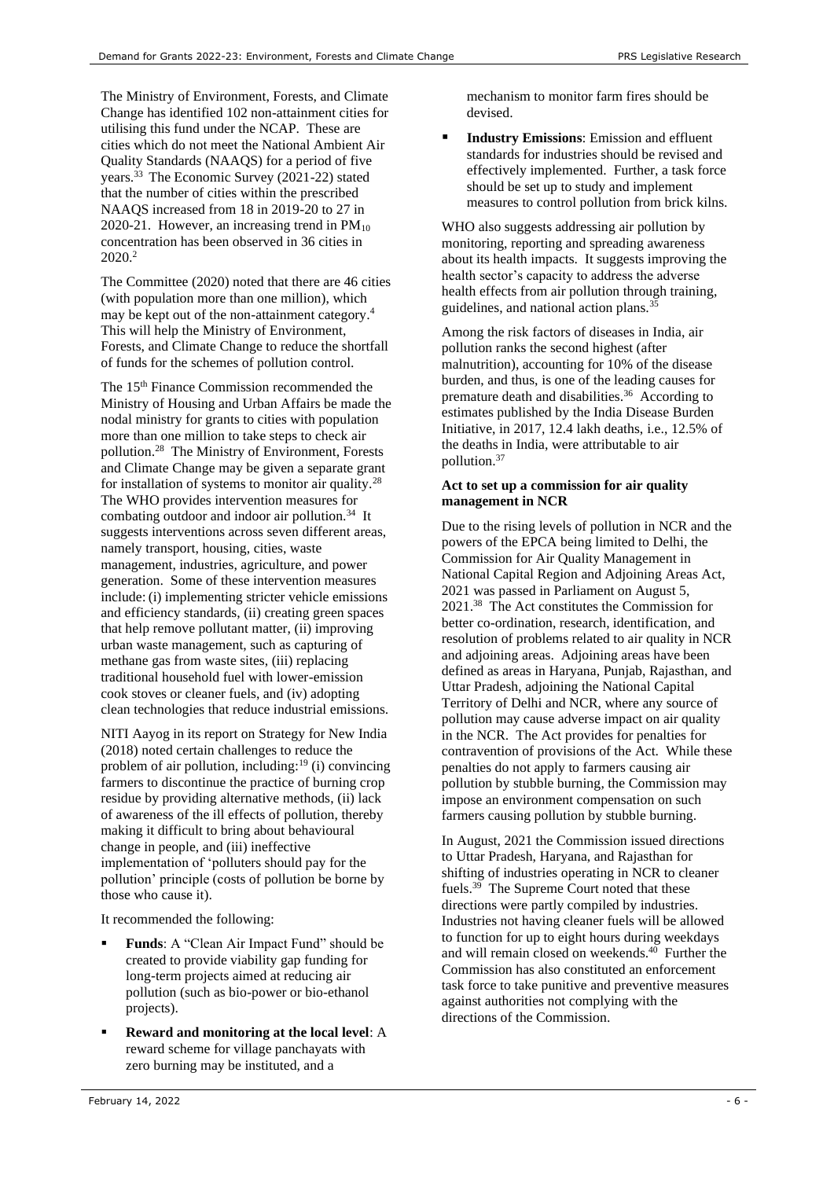The Ministry of Environment, Forests, and Climate Change has identified 102 non-attainment cities for utilising this fund under the NCAP. These are cities which do not meet the National Ambient Air Quality Standards (NAAQS) for a period of five years.[33] The Economic Survey (2021-22) stated that the number of cities within the prescribed NAAQS increased from 18 in 2019-20 to 27 in 2020-21. However, an increasing trend in $PM_{10}$ concentration has been observed in 36 cities in 2020.[2]

The Committee (2020) noted that there are 46 cities (with population more than one million), which may be kept out of the non-attainment category.[4] This will help the Ministry of Environment, Forests, and Climate Change to reduce the shortfall of funds for the schemes of pollution control.

The 15th Finance Commission recommended the Ministry of Housing and Urban Affairs be made the nodal ministry for grants to cities with population more than one million to take steps to check air pollution.[28] The Ministry of Environment, Forests and Climate Change may be given a separate grant for installation of systems to monitor air quality.[28] The WHO provides intervention measures for combating outdoor and indoor air pollution.[34] It suggests interventions across seven different areas, namely transport, housing, cities, waste management, industries, agriculture, and power generation. Some of these intervention measures include: (i) implementing stricter vehicle emissions and efficiency standards, (ii) creating green spaces that help remove pollutant matter, (ii) improving urban waste management, such as capturing of methane gas from waste sites, (iii) replacing traditional household fuel with lower-emission cook stoves or cleaner fuels, and (iv) adopting clean technologies that reduce industrial emissions.

NITI Aayog in its report on Strategy for New India (2018) noted certain challenges to reduce the problem of air pollution, including:[19] (i) convincing farmers to discontinue the practice of burning crop residue by providing alternative methods, (ii) lack of awareness of the ill effects of pollution, thereby making it difficult to bring about behavioural change in people, and (iii) ineffective implementation of 'polluters should pay for the pollution' principle (costs of pollution be borne by those who cause it).

It recommended the following:

- **Funds**: A "Clean Air Impact Fund" should be created to provide viability gap funding for long-term projects aimed at reducing air pollution (such as bio-power or bio-ethanol projects).
- **Reward and monitoring at the local level**: A reward scheme for village panchayats with zero burning may be instituted, and a mechanism to monitor farm fires should be devised.
- **Industry Emissions**: Emission and effluent standards for industries should be revised and effectively implemented. Further, a task force should be set up to study and implement measures to control pollution from brick kilns.

WHO also suggests addressing air pollution by monitoring, reporting and spreading awareness about its health impacts. It suggests improving the health sector's capacity to address the adverse health effects from air pollution through training, guidelines, and national action plans.[35]

Among the risk factors of diseases in India, air pollution ranks the second highest (after malnutrition), accounting for 10% of the disease burden, and thus, is one of the leading causes for premature death and disabilities.[36] According to estimates published by the India Disease Burden Initiative, in 2017, 12.4 lakh deaths, i.e., 12.5% of the deaths in India, were attributable to air pollution.[37]

**Act to set up a commission for air quality management in NCR**

Due to the rising levels of pollution in NCR and the powers of the EPCA being limited to Delhi, the Commission for Air Quality Management in National Capital Region and Adjoining Areas Act, 2021 was passed in Parliament on August 5, 2021.[38] The Act constitutes the Commission for better co-ordination, research, identification, and resolution of problems related to air quality in NCR and adjoining areas. Adjoining areas have been defined as areas in Haryana, Punjab, Rajasthan, and Uttar Pradesh, adjoining the National Capital Territory of Delhi and NCR, where any source of pollution may cause adverse impact on air quality in the NCR. The Act provides for penalties for contravention of provisions of the Act. While these penalties do not apply to farmers causing air pollution by stubble burning, the Commission may impose an environment compensation on such farmers causing pollution by stubble burning.

In August, 2021 the Commission issued directions to Uttar Pradesh, Haryana, and Rajasthan for shifting of industries operating in NCR to cleaner fuels.[39] The Supreme Court noted that these directions were partly compiled by industries. Industries not having cleaner fuels will be allowed to function for up to eight hours during weekdays and will remain closed on weekends.[40] Further the Commission has also constituted an enforcement task force to take punitive and preventive measures against authorities not complying with the directions of the Commission.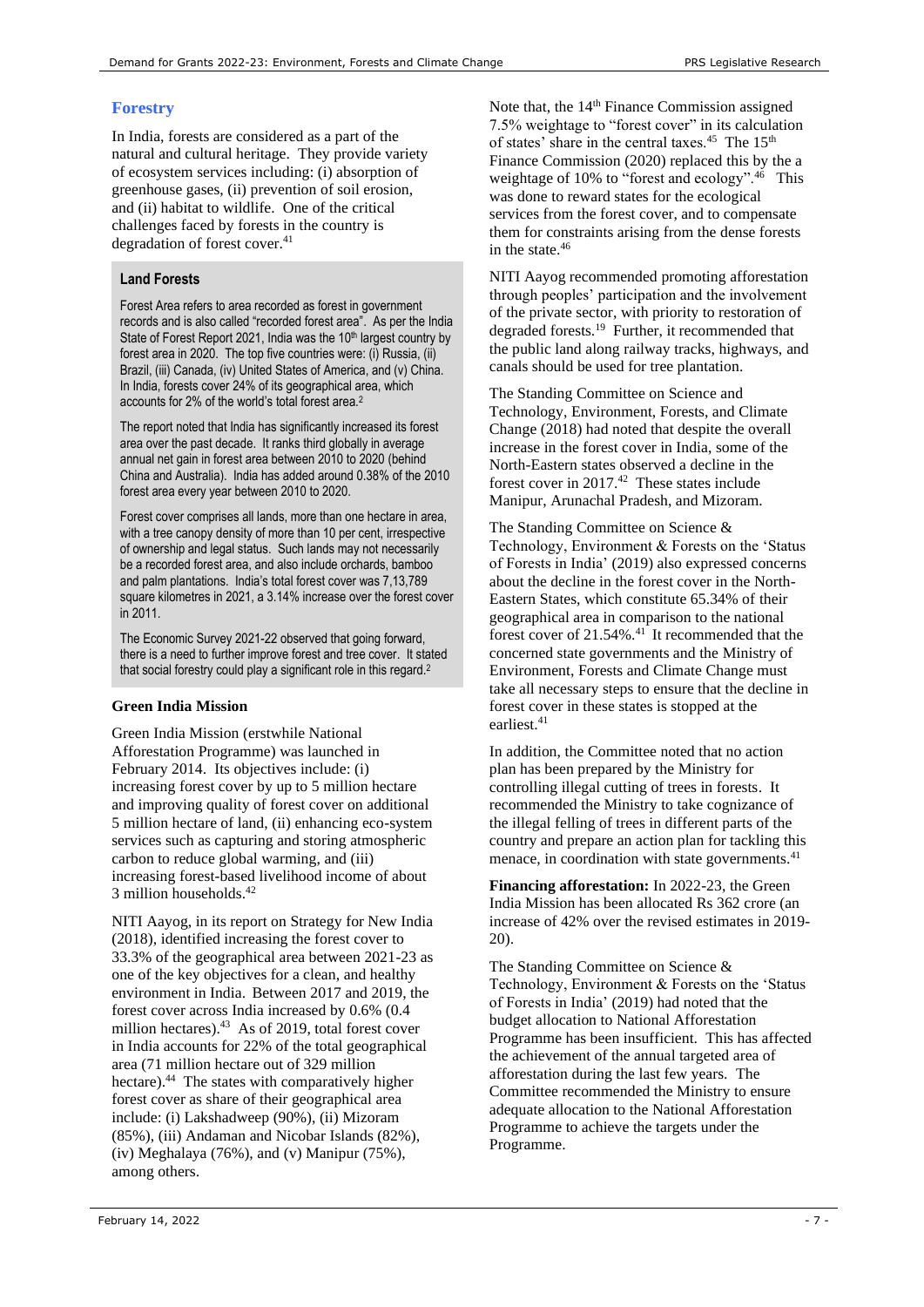## Forestry

In India, forests are considered as a part of the natural and cultural heritage. They provide variety of ecosystem services including: (i) absorption of greenhouse gases, (ii) prevention of soil erosion, and (ii) habitat to wildlife. One of the critical challenges faced by forests in the country is degradation of forest cover.[41]

### Land Forests

Forest Area refers to area recorded as forest in government records and is also called "recorded forest area". As per the India State of Forest Report 2021, India was the 10th largest country by forest area in 2020. The top five countries were: (i) Russia, (ii) Brazil, (iii) Canada, (iv) United States of America, and (v) China. In India, forests cover 24% of its geographical area, which accounts for 2% of the world's total forest area.[2]

The report noted that India has significantly increased its forest area over the past decade. It ranks third globally in average annual net gain in forest area between 2010 to 2020 (behind China and Australia). India has added around 0.38% of the 2010 forest area every year between 2010 to 2020.

Forest cover comprises all lands, more than one hectare in area, with a tree canopy density of more than 10 per cent, irrespective of ownership and legal status. Such lands may not necessarily be a recorded forest area, and also include orchards, bamboo and palm plantations. India's total forest cover was 7,13,789 square kilometres in 2021, a 3.14% increase over the forest cover in 2011.

The Economic Survey 2021-22 observed that going forward, there is a need to further improve forest and tree cover. It stated that social forestry could play a significant role in this regard.[2]

### Green India Mission

Green India Mission (erstwhile National Afforestation Programme) was launched in February 2014. Its objectives include: (i) increasing forest cover by up to 5 million hectare and improving quality of forest cover on additional 5 million hectare of land, (ii) enhancing eco-system services such as capturing and storing atmospheric carbon to reduce global warming, and (iii) increasing forest-based livelihood income of about 3 million households.[42]

NITI Aayog, in its report on Strategy for New India (2018), identified increasing the forest cover to 33.3% of the geographical area between 2021-23 as one of the key objectives for a clean, and healthy environment in India. Between 2017 and 2019, the forest cover across India increased by 0.6% (0.4 million hectares).[43] As of 2019, total forest cover in India accounts for 22% of the total geographical area (71 million hectare out of 329 million hectare).[44] The states with comparatively higher forest cover as share of their geographical area include: (i) Lakshadweep (90%), (ii) Mizoram (85%), (iii) Andaman and Nicobar Islands (82%), (iv) Meghalaya (76%), and (v) Manipur (75%), among others.

Note that, the 14th Finance Commission assigned 7.5% weightage to "forest cover" in its calculation of states' share in the central taxes.[45] The 15th Finance Commission (2020) replaced this by the a weightage of 10% to "forest and ecology".[46] This was done to reward states for the ecological services from the forest cover, and to compensate them for constraints arising from the dense forests in the state.[46]

NITI Aayog recommended promoting afforestation through peoples' participation and the involvement of the private sector, with priority to restoration of degraded forests.[19] Further, it recommended that the public land along railway tracks, highways, and canals should be used for tree plantation.

The Standing Committee on Science and Technology, Environment, Forests, and Climate Change (2018) had noted that despite the overall increase in the forest cover in India, some of the North-Eastern states observed a decline in the forest cover in 2017.[42] These states include Manipur, Arunachal Pradesh, and Mizoram.

The Standing Committee on Science & Technology, Environment & Forests on the 'Status of Forests in India' (2019) also expressed concerns about the decline in the forest cover in the North-Eastern States, which constitute 65.34% of their geographical area in comparison to the national forest cover of 21.54%.[41] It recommended that the concerned state governments and the Ministry of Environment, Forests and Climate Change must take all necessary steps to ensure that the decline in forest cover in these states is stopped at the earliest.[41]

In addition, the Committee noted that no action plan has been prepared by the Ministry for controlling illegal cutting of trees in forests. It recommended the Ministry to take cognizance of the illegal felling of trees in different parts of the country and prepare an action plan for tackling this menace, in coordination with state governments.[41]

**Financing afforestation:** In 2022-23, the Green India Mission has been allocated Rs 362 crore (an increase of 42% over the revised estimates in 2019-20).

The Standing Committee on Science & Technology, Environment & Forests on the 'Status of Forests in India' (2019) had noted that the budget allocation to National Afforestation Programme has been insufficient. This has affected the achievement of the annual targeted area of afforestation during the last few years. The Committee recommended the Ministry to ensure adequate allocation to the National Afforestation Programme to achieve the targets under the Programme.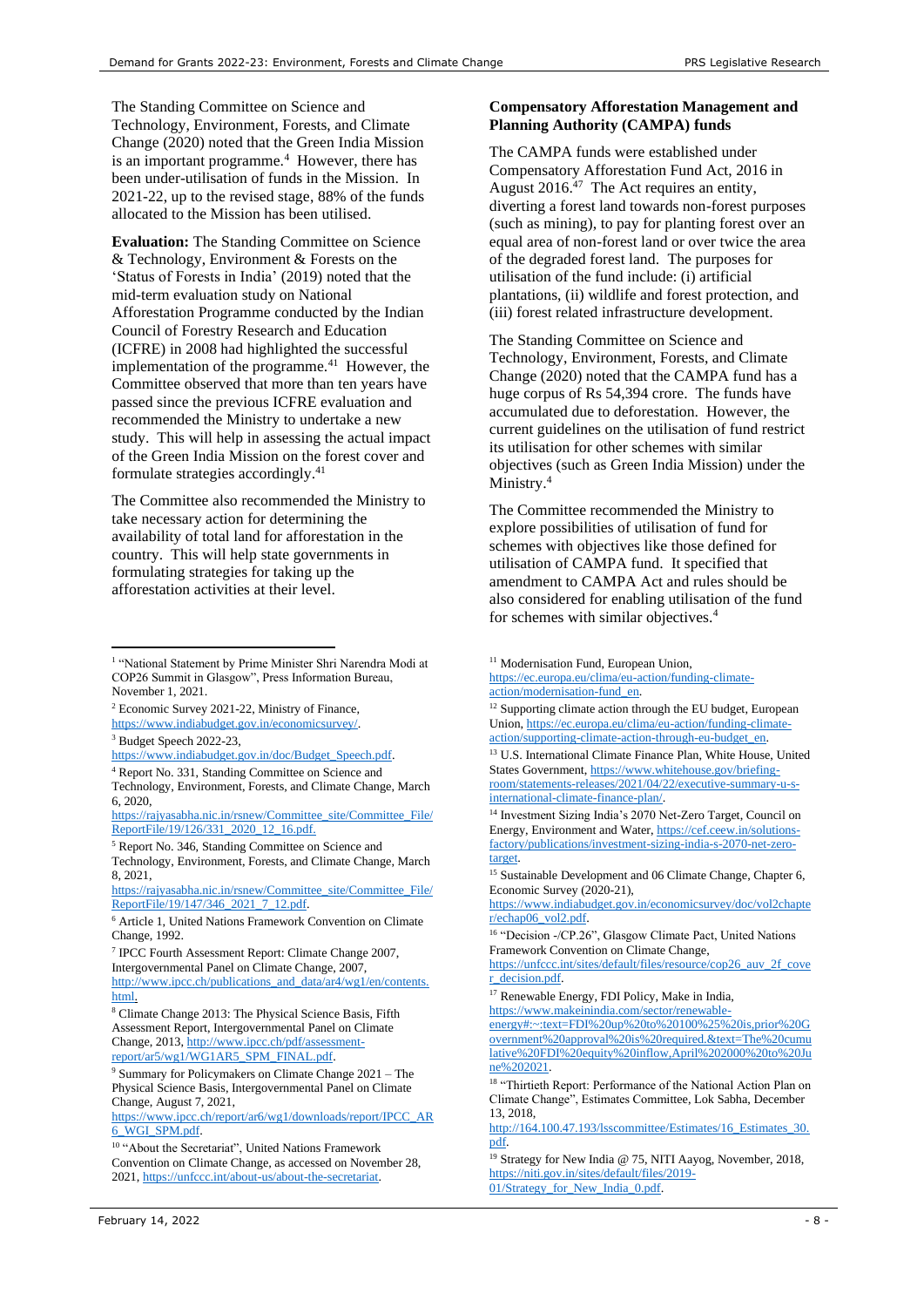The Standing Committee on Science and Technology, Environment, Forests, and Climate Change (2020) noted that the Green India Mission is an important programme.[4] However, there has been under-utilisation of funds in the Mission. In 2021-22, up to the revised stage, 88% of the funds allocated to the Mission has been utilised.

**Evaluation:** The Standing Committee on Science & Technology, Environment & Forests on the 'Status of Forests in India' (2019) noted that the mid-term evaluation study on National Afforestation Programme conducted by the Indian Council of Forestry Research and Education (ICFRE) in 2008 had highlighted the successful implementation of the programme.[41] However, the Committee observed that more than ten years have passed since the previous ICFRE evaluation and recommended the Ministry to undertake a new study. This will help in assessing the actual impact of the Green India Mission on the forest cover and formulate strategies accordingly.[41]

The Committee also recommended the Ministry to take necessary action for determining the availability of total land for afforestation in the country. This will help state governments in formulating strategies for taking up the afforestation activities at their level.

**Compensatory Afforestation Management and Planning Authority (CAMPA) funds**

The CAMPA funds were established under Compensatory Afforestation Fund Act, 2016 in August 2016.[47] The Act requires an entity, diverting a forest land towards non-forest purposes (such as mining), to pay for planting forest over an equal area of non-forest land or over twice the area of the degraded forest land. The purposes for utilisation of the fund include: (i) artificial plantations, (ii) wildlife and forest protection, and (iii) forest related infrastructure development.

The Standing Committee on Science and Technology, Environment, Forests, and Climate Change (2020) noted that the CAMPA fund has a huge corpus of Rs 54,394 crore. The funds have accumulated due to deforestation. However, the current guidelines on the utilisation of fund restrict its utilisation for other schemes with similar objectives (such as Green India Mission) under the Ministry.[4]

The Committee recommended the Ministry to explore possibilities of utilisation of fund for schemes with objectives like those defined for utilisation of CAMPA fund. It specified that amendment to CAMPA Act and rules should be also considered for enabling utilisation of the fund for schemes with similar objectives.[4]

---

[1] "National Statement by Prime Minister Shri Narendra Modi at COP26 Summit in Glasgow", Press Information Bureau, November 1, 2021.

[2] Economic Survey 2021-22, Ministry of Finance, https://www.indiabudget.gov.in/economicsurvey/.

[3] Budget Speech 2022-23, https://www.indiabudget.gov.in/doc/Budget_Speech.pdf.

[4] Report No. 331, Standing Committee on Science and Technology, Environment, Forests, and Climate Change, March 6, 2020, https://rajyasabha.nic.in/rsnew/Committee_site/Committee_File/ReportFile/19/126/331_2020_12_16.pdf.

[5] Report No. 346, Standing Committee on Science and Technology, Environment, Forests, and Climate Change, March 8, 2021, https://rajyasabha.nic.in/rsnew/Committee_site/Committee_File/ReportFile/19/147/346_2021_7_12.pdf.

[6] Article 1, United Nations Framework Convention on Climate Change, 1992.

[7] IPCC Fourth Assessment Report: Climate Change 2007, Intergovernmental Panel on Climate Change, 2007, http://www.ipcc.ch/publications_and_data/ar4/wg1/en/contents.html.

[8] Climate Change 2013: The Physical Science Basis, Fifth Assessment Report, Intergovernmental Panel on Climate Change, 2013, http://www.ipcc.ch/pdf/assessment-report/ar5/wg1/WG1AR5_SPM_FINAL.pdf.

[9] Summary for Policymakers on Climate Change 2021 – The Physical Science Basis, Intergovernmental Panel on Climate Change, August 7, 2021, https://www.ipcc.ch/report/ar6/wg1/downloads/report/IPCC_AR6_WGI_SPM.pdf.

[10] "About the Secretariat", United Nations Framework Convention on Climate Change, as accessed on November 28, 2021, https://unfccc.int/about-us/about-the-secretariat.

[11] Modernisation Fund, European Union, https://ec.europa.eu/clima/eu-action/funding-climate-action/modernisation-fund_en.

[12] Supporting climate action through the EU budget, European Union, https://ec.europa.eu/clima/eu-action/funding-climate-action/supporting-climate-action-through-eu-budget_en.

[13] U.S. International Climate Finance Plan, White House, United States Government, https://www.whitehouse.gov/briefing-room/statements-releases/2021/04/22/executive-summary-u-s-international-climate-finance-plan/.

[14] Investment Sizing India's 2070 Net-Zero Target, Council on Energy, Environment and Water, https://cef.ceew.in/solutions-factory/publications/investment-sizing-india-s-2070-net-zero-target.

[15] Sustainable Development and 06 Climate Change, Chapter 6, Economic Survey (2020-21), https://www.indiabudget.gov.in/economicsurvey/doc/vol2chapter/echap06_vol2.pdf.

[16] "Decision -/CP.26", Glasgow Climate Pact, United Nations Framework Convention on Climate Change, https://unfccc.int/sites/default/files/resource/cop26_auv_2f_cover_decision.pdf.

[17] Renewable Energy, FDI Policy, Make in India, https://www.makeinindia.com/sector/renewable-energy#:~:text=FDI%20up%20to%20100%25%20is,prior%20Government%20approval%20is%20required.&text=The%20cumulative%20FDI%20equity%20inflow,April%202000%20to%20June%202021.

[18] "Thirtieth Report: Performance of the National Action Plan on Climate Change", Estimates Committee, Lok Sabha, December 13, 2018, http://164.100.47.193/lsscommittee/Estimates/16_Estimates_30.pdf.

[19] Strategy for New India @ 75, NITI Aayog, November, 2018, https://niti.gov.in/sites/default/files/2019-01/Strategy_for_New_India_0.pdf.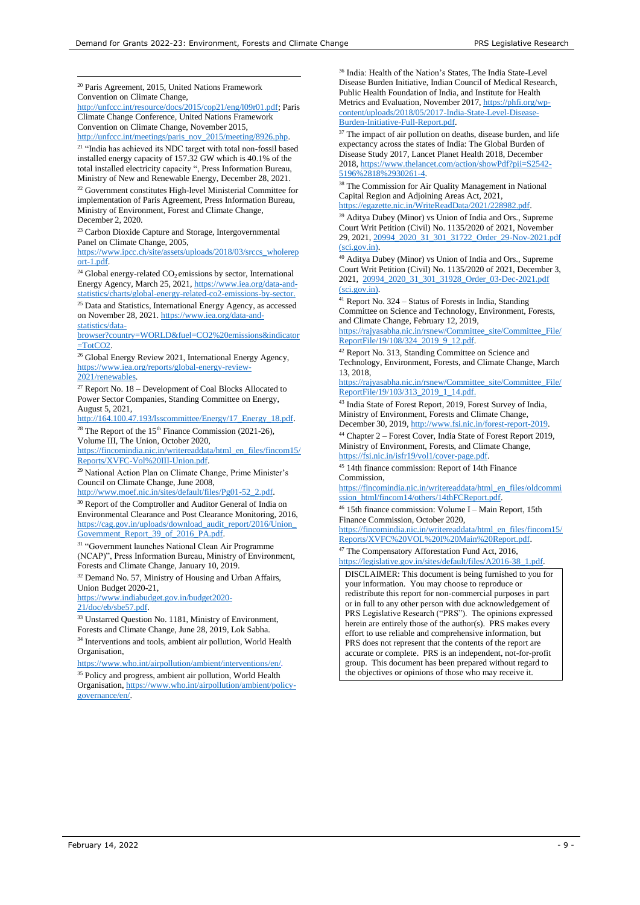[20] Paris Agreement, 2015, United Nations Framework Convention on Climate Change, http://unfccc.int/resource/docs/2015/cop21/eng/l09r01.pdf; Paris Climate Change Conference, United Nations Framework Convention on Climate Change, November 2015, http://unfccc.int/meetings/paris_nov_2015/meeting/8926.php.

[21] "India has achieved its NDC target with total non-fossil based installed energy capacity of 157.32 GW which is 40.1% of the total installed electricity capacity ", Press Information Bureau, Ministry of New and Renewable Energy, December 28, 2021.

[22] Government constitutes High-level Ministerial Committee for implementation of Paris Agreement, Press Information Bureau, Ministry of Environment, Forest and Climate Change, December 2, 2020.

[23] Carbon Dioxide Capture and Storage, Intergovernmental Panel on Climate Change, 2005, https://www.ipcc.ch/site/assets/uploads/2018/03/srccs_wholereport-1.pdf.

[24] Global energy-related $CO_2$ emissions by sector, International Energy Agency, March 25, 2021, https://www.iea.org/data-and-statistics/charts/global-energy-related-co2-emissions-by-sector.

[25] Data and Statistics, International Energy Agency, as accessed on November 28, 2021. https://www.iea.org/data-and-statistics/data-browser?country=WORLD&fuel=CO2%20emissions&indicator=TotCO2.

[26] Global Energy Review 2021, International Energy Agency, https://www.iea.org/reports/global-energy-review-2021/renewables.

[27] Report No. 18 – Development of Coal Blocks Allocated to Power Sector Companies, Standing Committee on Energy, August 5, 2021, http://164.100.47.193/lsscommittee/Energy/17_Energy_18.pdf.

[28] The Report of the 15th Finance Commission (2021-26), Volume III, The Union, October 2020, https://fincomindia.nic.in/writereaddata/html_en_files/fincom15/Reports/XVFC-Vol%20III-Union.pdf.

[29] National Action Plan on Climate Change, Prime Minister's Council on Climate Change, June 2008, http://www.moef.nic.in/sites/default/files/Pg01-52_2.pdf.

[30] Report of the Comptroller and Auditor General of India on Environmental Clearance and Post Clearance Monitoring, 2016, https://cag.gov.in/uploads/download_audit_report/2016/Union_Government_Report_39_of_2016_PA.pdf.

[31] "Government launches National Clean Air Programme (NCAP)", Press Information Bureau, Ministry of Environment, Forests and Climate Change, January 10, 2019.

[32] Demand No. 57, Ministry of Housing and Urban Affairs, Union Budget 2020-21, https://www.indiabudget.gov.in/budget2020-21/doc/eb/sbe57.pdf.

[33] Unstarred Question No. 1181, Ministry of Environment, Forests and Climate Change, June 28, 2019, Lok Sabha.

[34] Interventions and tools, ambient air pollution, World Health Organisation, https://www.who.int/airpollution/ambient/interventions/en/.

[35] Policy and progress, ambient air pollution, World Health Organisation, https://www.who.int/airpollution/ambient/policy-governance/en/.

[36] India: Health of the Nation's States, The India State-Level Disease Burden Initiative, Indian Council of Medical Research, Public Health Foundation of India, and Institute for Health Metrics and Evaluation, November 2017, https://phfi.org/wp-content/uploads/2018/05/2017-India-State-Level-Disease-Burden-Initiative-Full-Report.pdf.

[37] The impact of air pollution on deaths, disease burden, and life expectancy across the states of India: The Global Burden of Disease Study 2017, Lancet Planet Health 2018, December 2018, https://www.thelancet.com/action/showPdf?pii=S2542-5196%2818%2930261-4.

[38] The Commission for Air Quality Management in National Capital Region and Adjoining Areas Act, 2021, https://egazette.nic.in/WriteReadData/2021/228982.pdf.

[39] Aditya Dubey (Minor) vs Union of India and Ors., Supreme Court Writ Petition (Civil) No. 1135/2020 of 2021, November 29, 2021, 20994_2020_31_301_31722_Order_29-Nov-2021.pdf (sci.gov.in).

[40] Aditya Dubey (Minor) vs Union of India and Ors., Supreme Court Writ Petition (Civil) No. 1135/2020 of 2021, December 3, 2021, 20994_2020_31_301_31928_Order_03-Dec-2021.pdf (sci.gov.in).

[41] Report No. 324 – Status of Forests in India, Standing Committee on Science and Technology, Environment, Forests, and Climate Change, February 12, 2019, https://rajyasabha.nic.in/rsnew/Committee_site/Committee_File/ReportFile/19/108/324_2019_9_12.pdf.

[42] Report No. 313, Standing Committee on Science and Technology, Environment, Forests, and Climate Change, March 13, 2018, https://rajyasabha.nic.in/rsnew/Committee_site/Committee_File/ReportFile/19/103/313_2019_1_14.pdf.

[43] India State of Forest Report, 2019, Forest Survey of India, Ministry of Environment, Forests and Climate Change, December 30, 2019, http://www.fsi.nic.in/forest-report-2019.

[44] Chapter 2 – Forest Cover, India State of Forest Report 2019, Ministry of Environment, Forests, and Climate Change, https://fsi.nic.in/isfr19/vol1/cover-page.pdf.

[45] 14th finance commission: Report of 14th Finance Commission, https://fincomindia.nic.in/writereaddata/html_en_files/oldcommission_html/fincom14/others/14thFCReport.pdf.

[46] 15th finance commission: Volume I – Main Report, 15th Finance Commission, October 2020, https://fincomindia.nic.in/writereaddata/html_en_files/fincom15/Reports/XVFC%20VOL%20I%20Main%20Report.pdf.

[47] The Compensatory Afforestation Fund Act, 2016, https://legislative.gov.in/sites/default/files/A2016-38_1.pdf.

DISCLAIMER: This document is being furnished to you for your information. You may choose to reproduce or redistribute this report for non-commercial purposes in part or in full to any other person with due acknowledgement of PRS Legislative Research ("PRS"). The opinions expressed herein are entirely those of the author(s). PRS makes every effort to use reliable and comprehensive information, but PRS does not represent that the contents of the report are accurate or complete. PRS is an independent, not-for-profit group. This document has been prepared without regard to the objectives or opinions of those who may receive it.